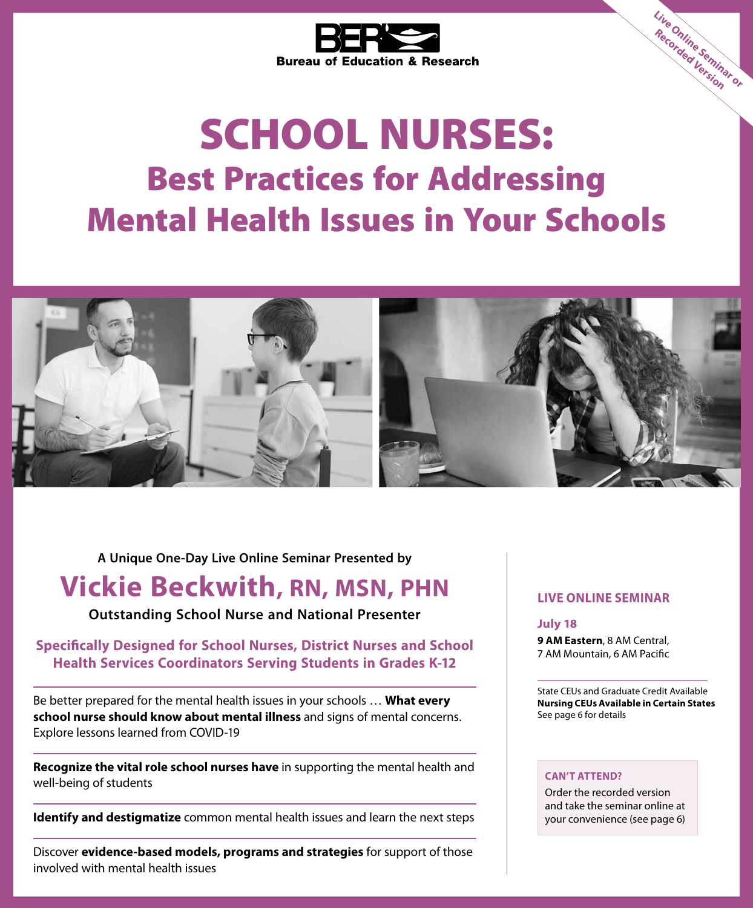Bureau of Education & Research

Live Online Seminar or Recorded Version

# SCHOOL NURSES:
## Best Practices for Addressing Mental Health Issues in Your Schools

**A Unique One-Day Live Online Seminar Presented by**

## Vickie Beckwith, RN, MSN, PHN

**Outstanding School Nurse and National Presenter**

**Specifically Designed for School Nurses, District Nurses and School Health Services Coordinators Serving Students in Grades K-12**

Be better prepared for the mental health issues in your schools … **What every school nurse should know about mental illness** and signs of mental concerns. Explore lessons learned from COVID-19

**Recognize the vital role school nurses have** in supporting the mental health and well-being of students

**Identify and destigmatize** common mental health issues and learn the next steps

Discover **evidence-based models, programs and strategies** for support of those involved with mental health issues

### LIVE ONLINE SEMINAR

**July 18**

**9 AM Eastern**, 8 AM Central, 7 AM Mountain, 6 AM Pacific

State CEUs and Graduate Credit Available
**Nursing CEUs Available in Certain States**
See page 6 for details

**CAN'T ATTEND?**

Order the recorded version and take the seminar online at your convenience (see page 6)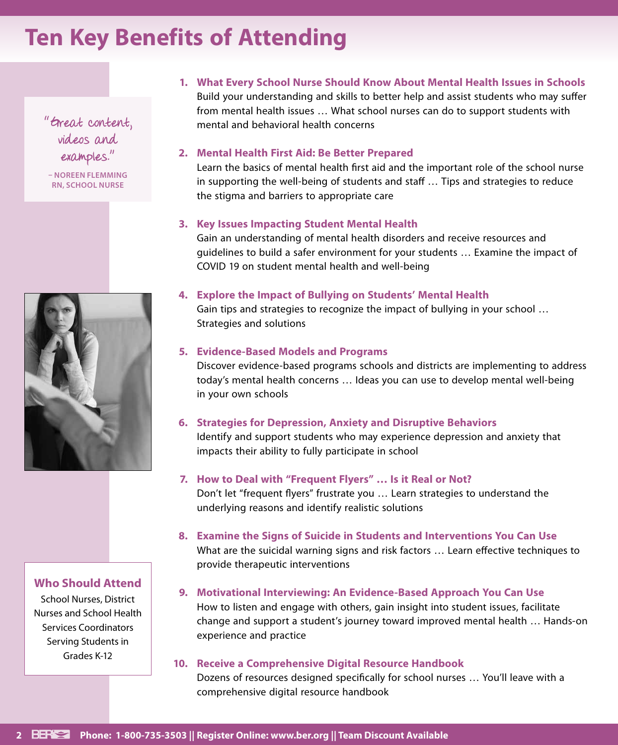# Ten Key Benefits of Attending

"Great content, videos and examples."

– NOREEN FLEMMING RN, SCHOOL NURSE

1. **What Every School Nurse Should Know About Mental Health Issues in Schools**
   Build your understanding and skills to better help and assist students who may suffer from mental health issues … What school nurses can do to support students with mental and behavioral health concerns

2. **Mental Health First Aid: Be Better Prepared**
   Learn the basics of mental health first aid and the important role of the school nurse in supporting the well-being of students and staff … Tips and strategies to reduce the stigma and barriers to appropriate care

3. **Key Issues Impacting Student Mental Health**
   Gain an understanding of mental health disorders and receive resources and guidelines to build a safer environment for your students … Examine the impact of COVID 19 on student mental health and well-being

4. **Explore the Impact of Bullying on Students' Mental Health**
   Gain tips and strategies to recognize the impact of bullying in your school … Strategies and solutions

5. **Evidence-Based Models and Programs**
   Discover evidence-based programs schools and districts are implementing to address today's mental health concerns … Ideas you can use to develop mental well-being in your own schools

6. **Strategies for Depression, Anxiety and Disruptive Behaviors**
   Identify and support students who may experience depression and anxiety that impacts their ability to fully participate in school

7. **How to Deal with "Frequent Flyers" … Is it Real or Not?**
   Don't let "frequent flyers" frustrate you … Learn strategies to understand the underlying reasons and identify realistic solutions

8. **Examine the Signs of Suicide in Students and Interventions You Can Use**
   What are the suicidal warning signs and risk factors … Learn effective techniques to provide therapeutic interventions

9. **Motivational Interviewing: An Evidence-Based Approach You Can Use**
   How to listen and engage with others, gain insight into student issues, facilitate change and support a student's journey toward improved mental health … Hands-on experience and practice

10. **Receive a Comprehensive Digital Resource Handbook**
    Dozens of resources designed specifically for school nurses … You'll leave with a comprehensive digital resource handbook

## Who Should Attend

School Nurses, District Nurses and School Health Services Coordinators Serving Students in Grades K-12

**Phone: 1-800-735-3503 || Register Online: www.ber.org || Team Discount Available**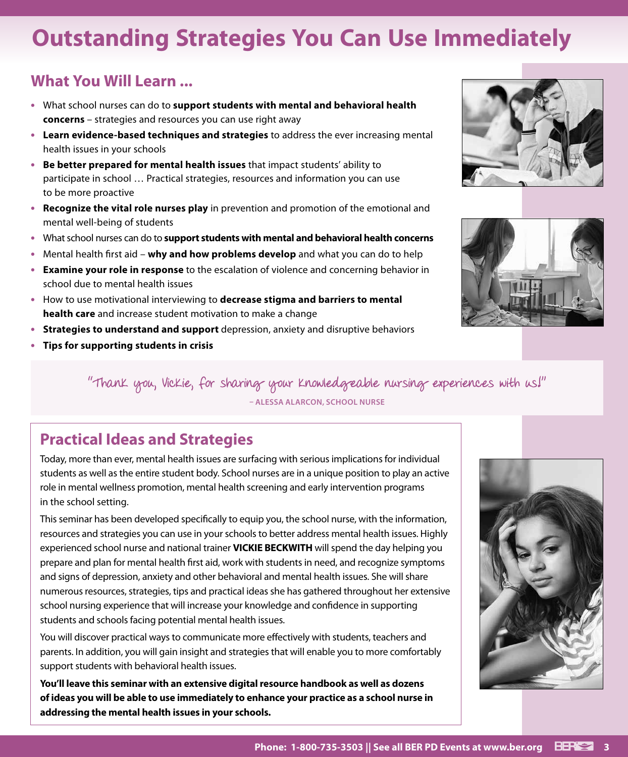# Outstanding Strategies You Can Use Immediately

## What You Will Learn ...

- What school nurses can do to **support students with mental and behavioral health concerns** – strategies and resources you can use right away
- **Learn evidence-based techniques and strategies** to address the ever increasing mental health issues in your schools
- **Be better prepared for mental health issues** that impact students' ability to participate in school … Practical strategies, resources and information you can use to be more proactive
- **Recognize the vital role nurses play** in prevention and promotion of the emotional and mental well-being of students
- What school nurses can do to **support students with mental and behavioral health concerns**
- Mental health first aid – **why and how problems develop** and what you can do to help
- **Examine your role in response** to the escalation of violence and concerning behavior in school due to mental health issues
- How to use motivational interviewing to **decrease stigma and barriers to mental health care** and increase student motivation to make a change
- **Strategies to understand and support** depression, anxiety and disruptive behaviors
- **Tips for supporting students in crisis**

"Thank you, Vickie, for sharing your knowledgeable nursing experiences with us!"

– ALESSA ALARCON, SCHOOL NURSE

## Practical Ideas and Strategies

Today, more than ever, mental health issues are surfacing with serious implications for individual students as well as the entire student body. School nurses are in a unique position to play an active role in mental wellness promotion, mental health screening and early intervention programs in the school setting.

This seminar has been developed specifically to equip you, the school nurse, with the information, resources and strategies you can use in your schools to better address mental health issues. Highly experienced school nurse and national trainer **VICKIE BECKWITH** will spend the day helping you prepare and plan for mental health first aid, work with students in need, and recognize symptoms and signs of depression, anxiety and other behavioral and mental health issues. She will share numerous resources, strategies, tips and practical ideas she has gathered throughout her extensive school nursing experience that will increase your knowledge and confidence in supporting students and schools facing potential mental health issues.

You will discover practical ways to communicate more effectively with students, teachers and parents. In addition, you will gain insight and strategies that will enable you to more comfortably support students with behavioral health issues.

**You'll leave this seminar with an extensive digital resource handbook as well as dozens of ideas you will be able to use immediately to enhance your practice as a school nurse in addressing the mental health issues in your schools.**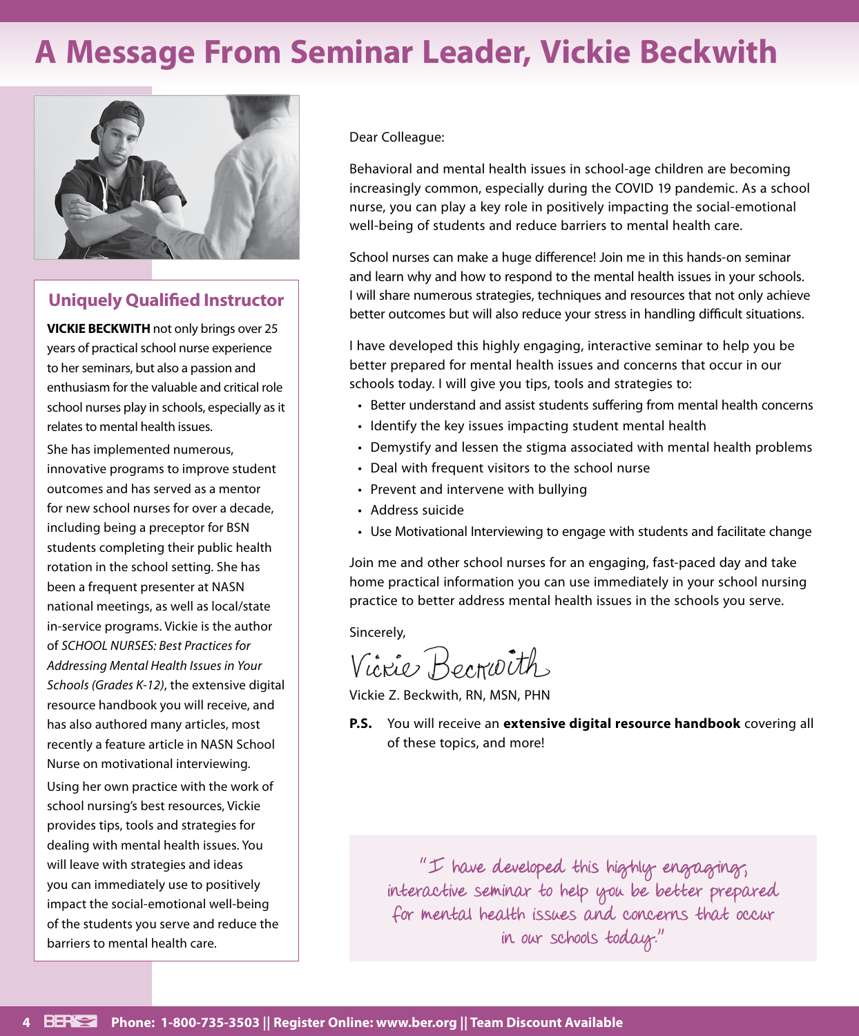# A Message From Seminar Leader, Vickie Beckwith

## Uniquely Qualified Instructor

**VICKIE BECKWITH** not only brings over 25 years of practical school nurse experience to her seminars, but also a passion and enthusiasm for the valuable and critical role school nurses play in schools, especially as it relates to mental health issues.

She has implemented numerous, innovative programs to improve student outcomes and has served as a mentor for new school nurses for over a decade, including being a preceptor for BSN students completing their public health rotation in the school setting. She has been a frequent presenter at NASN national meetings, as well as local/state in-service programs. Vickie is the author of *SCHOOL NURSES: Best Practices for Addressing Mental Health Issues in Your Schools (Grades K-12)*, the extensive digital resource handbook you will receive, and has also authored many articles, most recently a feature article in NASN School Nurse on motivational interviewing.

Using her own practice with the work of school nursing's best resources, Vickie provides tips, tools and strategies for dealing with mental health issues. You will leave with strategies and ideas you can immediately use to positively impact the social-emotional well-being of the students you serve and reduce the barriers to mental health care.

Dear Colleague:

Behavioral and mental health issues in school-age children are becoming increasingly common, especially during the COVID 19 pandemic. As a school nurse, you can play a key role in positively impacting the social-emotional well-being of students and reduce barriers to mental health care.

School nurses can make a huge difference! Join me in this hands-on seminar and learn why and how to respond to the mental health issues in your schools. I will share numerous strategies, techniques and resources that not only achieve better outcomes but will also reduce your stress in handling difficult situations.

I have developed this highly engaging, interactive seminar to help you be better prepared for mental health issues and concerns that occur in our schools today. I will give you tips, tools and strategies to:

- Better understand and assist students suffering from mental health concerns
- Identify the key issues impacting student mental health
- Demystify and lessen the stigma associated with mental health problems
- Deal with frequent visitors to the school nurse
- Prevent and intervene with bullying
- Address suicide
- Use Motivational Interviewing to engage with students and facilitate change

Join me and other school nurses for an engaging, fast-paced day and take home practical information you can use immediately in your school nursing practice to better address mental health issues in the schools you serve.

Sincerely,

Vickie Beckwith

Vickie Z. Beckwith, RN, MSN, PHN

**P.S.** You will receive an **extensive digital resource handbook** covering all of these topics, and more!

"I have developed this highly engaging, interactive seminar to help you be better prepared for mental health issues and concerns that occur in our schools today."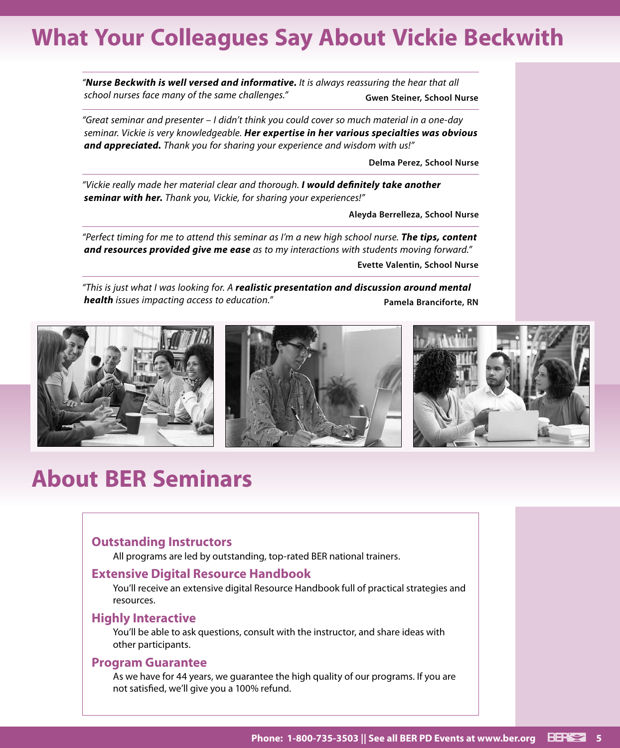# What Your Colleagues Say About Vickie Beckwith

"***Nurse Beckwith is well versed and informative.*** *It is always reassuring the hear that all school nurses face many of the same challenges."*

**Gwen Steiner, School Nurse**

*"Great seminar and presenter – I didn't think you could cover so much material in a one-day seminar. Vickie is very knowledgeable.* ***Her expertise in her various specialties was obvious and appreciated.*** *Thank you for sharing your experience and wisdom with us!"*

**Delma Perez, School Nurse**

*"Vickie really made her material clear and thorough.* ***I would definitely take another seminar with her.*** *Thank you, Vickie, for sharing your experiences!"*

**Aleyda Berrelleza, School Nurse**

*"Perfect timing for me to attend this seminar as I'm a new high school nurse.* ***The tips, content and resources provided give me ease*** *as to my interactions with students moving forward."*

**Evette Valentin, School Nurse**

*"This is just what I was looking for. A* ***realistic presentation and discussion around mental health*** *issues impacting access to education."*

**Pamela Branciforte, RN**

# About BER Seminars

### Outstanding Instructors

All programs are led by outstanding, top-rated BER national trainers.

### Extensive Digital Resource Handbook

You'll receive an extensive digital Resource Handbook full of practical strategies and resources.

### Highly Interactive

You'll be able to ask questions, consult with the instructor, and share ideas with other participants.

### Program Guarantee

As we have for 44 years, we guarantee the high quality of our programs. If you are not satisfied, we'll give you a 100% refund.

**Phone: 1-800-735-3503 || See all BER PD Events at www.ber.org**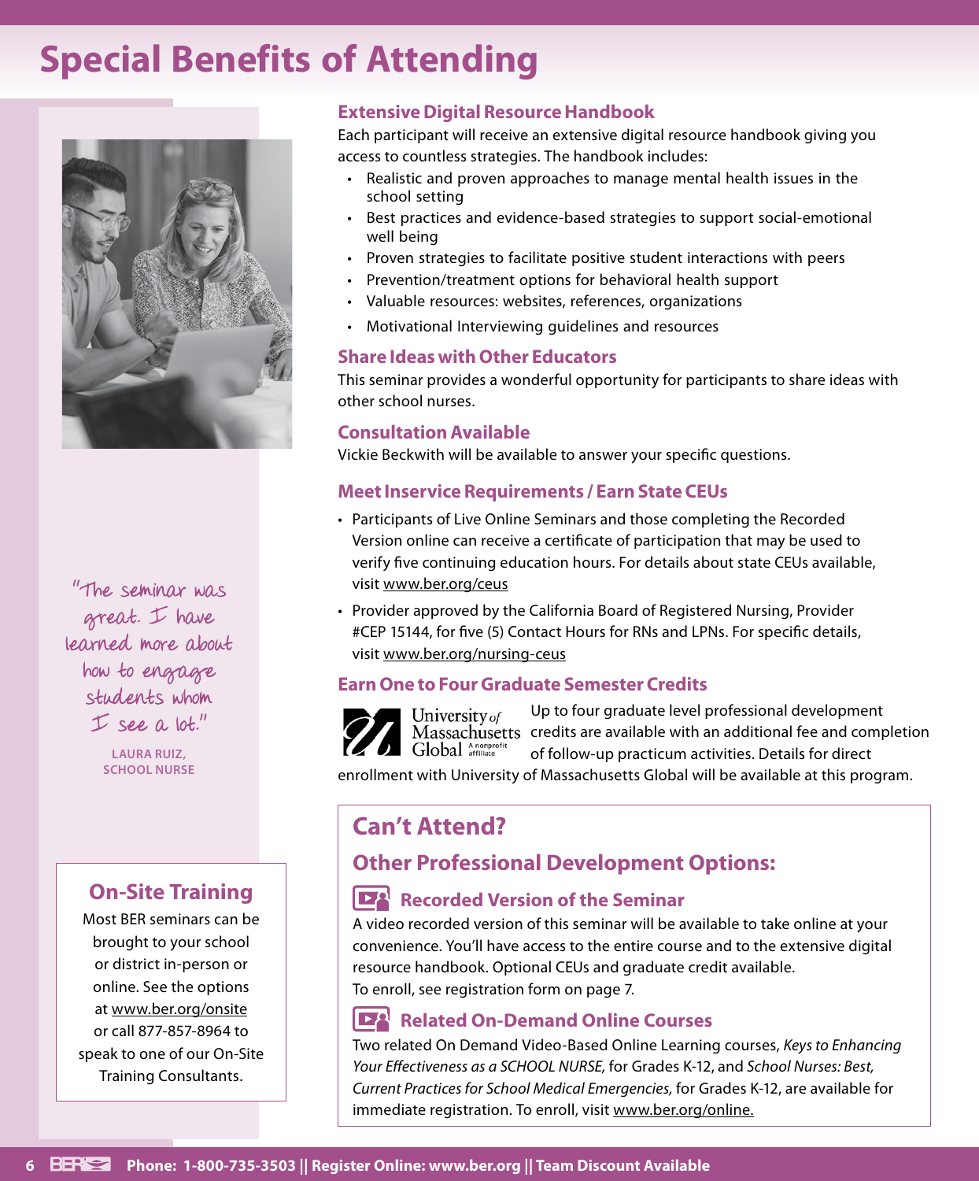# Special Benefits of Attending

"The seminar was great. I have learned more about how to engage students whom I see a lot."

LAURA RUIZ, SCHOOL NURSE

## On-Site Training

Most BER seminars can be brought to your school or district in-person or online. See the options at www.ber.org/onsite or call 877-857-8964 to speak to one of our On-Site Training Consultants.

### Extensive Digital Resource Handbook

Each participant will receive an extensive digital resource handbook giving you access to countless strategies. The handbook includes:

- Realistic and proven approaches to manage mental health issues in the school setting
- Best practices and evidence-based strategies to support social-emotional well being
- Proven strategies to facilitate positive student interactions with peers
- Prevention/treatment options for behavioral health support
- Valuable resources: websites, references, organizations
- Motivational Interviewing guidelines and resources

### Share Ideas with Other Educators

This seminar provides a wonderful opportunity for participants to share ideas with other school nurses.

### Consultation Available

Vickie Beckwith will be available to answer your specific questions.

### Meet Inservice Requirements / Earn State CEUs

- Participants of Live Online Seminars and those completing the Recorded Version online can receive a certificate of participation that may be used to verify five continuing education hours. For details about state CEUs available, visit www.ber.org/ceus
- Provider approved by the California Board of Registered Nursing, Provider #CEP 15144, for five (5) Contact Hours for RNs and LPNs. For specific details, visit www.ber.org/nursing-ceus

### Earn One to Four Graduate Semester Credits

University of Massachusetts Global A nonprofit affiliate

Up to four graduate level professional development credits are available with an additional fee and completion of follow-up practicum activities. Details for direct enrollment with University of Massachusetts Global will be available at this program.

## Can't Attend?

### Other Professional Development Options:

#### Recorded Version of the Seminar

A video recorded version of this seminar will be available to take online at your convenience. You'll have access to the entire course and to the extensive digital resource handbook. Optional CEUs and graduate credit available.
To enroll, see registration form on page 7.

#### Related On-Demand Online Courses

Two related On Demand Video-Based Online Learning courses, *Keys to Enhancing Your Effectiveness as a SCHOOL NURSE,* for Grades K-12, and *School Nurses: Best, Current Practices for School Medical Emergencies,* for Grades K-12, are available for immediate registration. To enroll, visit www.ber.org/online.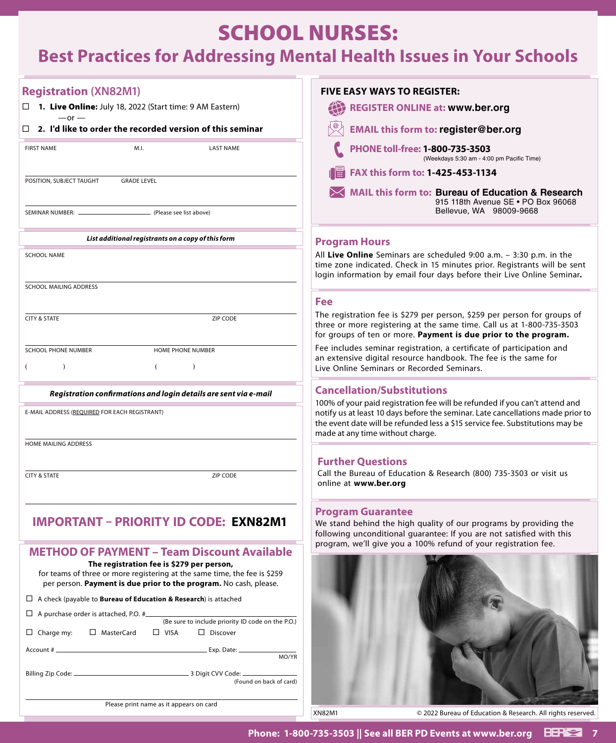# SCHOOL NURSES:

## Best Practices for Addressing Mental Health Issues in Your Schools

## Registration (XN82M1)

☐ **1. Live Online:** July 18, 2022 (Start time: 9 AM Eastern)

—or —

☐ **2. I'd like to order the recorded version of this seminar**

FIRST NAME M.I. LAST NAME

POSITION, SUBJECT TAUGHT GRADE LEVEL

SEMINAR NUMBER: ______________ (Please see list above)

***List additional registrants on a copy of this form***

SCHOOL NAME

SCHOOL MAILING ADDRESS

CITY & STATE ZIP CODE

SCHOOL PHONE NUMBER HOME PHONE NUMBER

( ) ( )

***Registration confirmations and login details are sent via e-mail***

E-MAIL ADDRESS (REQUIRED FOR EACH REGISTRANT)

HOME MAILING ADDRESS

CITY & STATE ZIP CODE

## IMPORTANT – PRIORITY ID CODE: **EXN82M1**

## METHOD OF PAYMENT – Team Discount Available

**The registration fee is $279 per person,**
for teams of three or more registering at the same time, the fee is $259 per person. **Payment is due prior to the program.** No cash, please.

☐ A check (payable to **Bureau of Education & Research**) is attached

☐ A purchase order is attached, P.O. # ______________
(Be sure to include priority ID code on the P.O.)

☐ Charge my: ☐ MasterCard ☐ VISA ☐ Discover

Account # ______________ Exp. Date: ______________ MO/YR

Billing Zip Code: ______________ 3 Digit CVV Code: ______________ (Found on back of card)

Please print name as it appears on card

### FIVE EASY WAYS TO REGISTER:

**REGISTER ONLINE at: www.ber.org**

**EMAIL this form to: register@ber.org**

**PHONE toll-free: 1-800-735-3503**
(Weekdays 5:30 am - 4:00 pm Pacific Time)

**FAX this form to: 1-425-453-1134**

**MAIL this form to: Bureau of Education & Research**
915 118th Avenue SE • PO Box 96068
Bellevue, WA 98009-9668

## Program Hours

All **Live Online** Seminars are scheduled 9:00 a.m. – 3:30 p.m. in the time zone indicated. Check in 15 minutes prior. Registrants will be sent login information by email four days before their Live Online Seminar**.**

## Fee

The registration fee is $279 per person, $259 per person for groups of three or more registering at the same time. Call us at 1-800-735-3503 for groups of ten or more. **Payment is due prior to the program.**

Fee includes seminar registration, a certificate of participation and an extensive digital resource handbook. The fee is the same for Live Online Seminars or Recorded Seminars.

## Cancellation/Substitutions

100% of your paid registration fee will be refunded if you can't attend and notify us at least 10 days before the seminar. Late cancellations made prior to the event date will be refunded less a $15 service fee. Substitutions may be made at any time without charge.

## Further Questions

Call the Bureau of Education & Research (800) 735-3503 or visit us online at **www.ber.org**

## Program Guarantee

We stand behind the high quality of our programs by providing the following unconditional guarantee: If you are not satisfied with this program, we'll give you a 100% refund of your registration fee.

XN82M1 © 2022 Bureau of Education & Research. All rights reserved.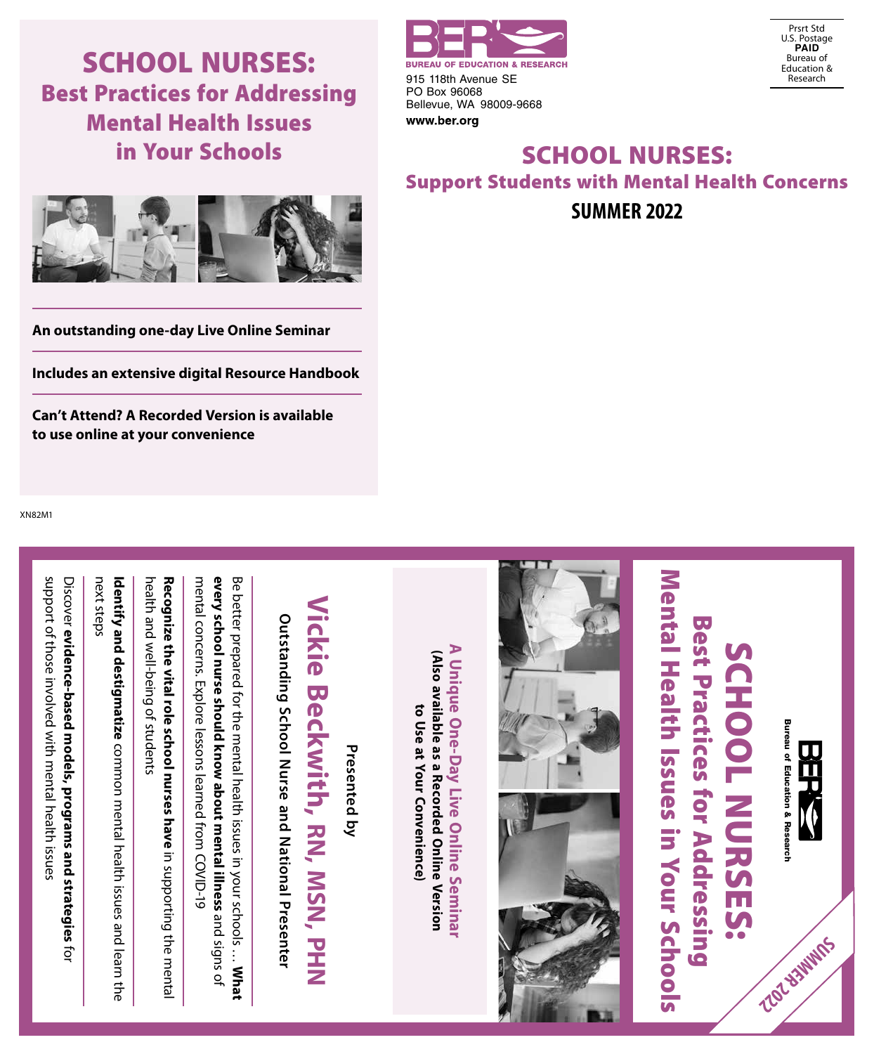# SCHOOL NURSES:
## Best Practices for Addressing Mental Health Issues in Your Schools

**An outstanding one-day Live Online Seminar**

**Includes an extensive digital Resource Handbook**

**Can't Attend? A Recorded Version is available to use online at your convenience**

XN82M1

BER BUREAU OF EDUCATION & RESEARCH
915 118th Avenue SE
PO Box 96068
Bellevue, WA 98009-9668
**www.ber.org**

Prsrt Std
U.S. Postage
**PAID**
Bureau of
Education &
Research

# SCHOOL NURSES:
## Support Students with Mental Health Concerns
**SUMMER 2022**

BER Bureau of Education & Research

# SCHOOL NURSES:
## Best Practices for Addressing Mental Health Issues in Your Schools

SUMMER 2022

**A Unique One-Day Live Online Seminar**
**(Also available as a Recorded Online Version to Use at Your Convenience)**

Presented by
## Vickie Beckwith, RN, MSN, PHN
**Outstanding School Nurse and National Presenter**

Be better prepared for the mental health issues in your schools ... **What every school nurse should know about mental illness** and signs of mental concerns. Explore lessons learned from COVID-19

**Recognize the vital role school nurses have** in supporting the mental health and well-being of students

**Identify and destigmatize** common mental health issues and learn the next steps

Discover **evidence-based models, programs and strategies** for support of those involved with mental health issues